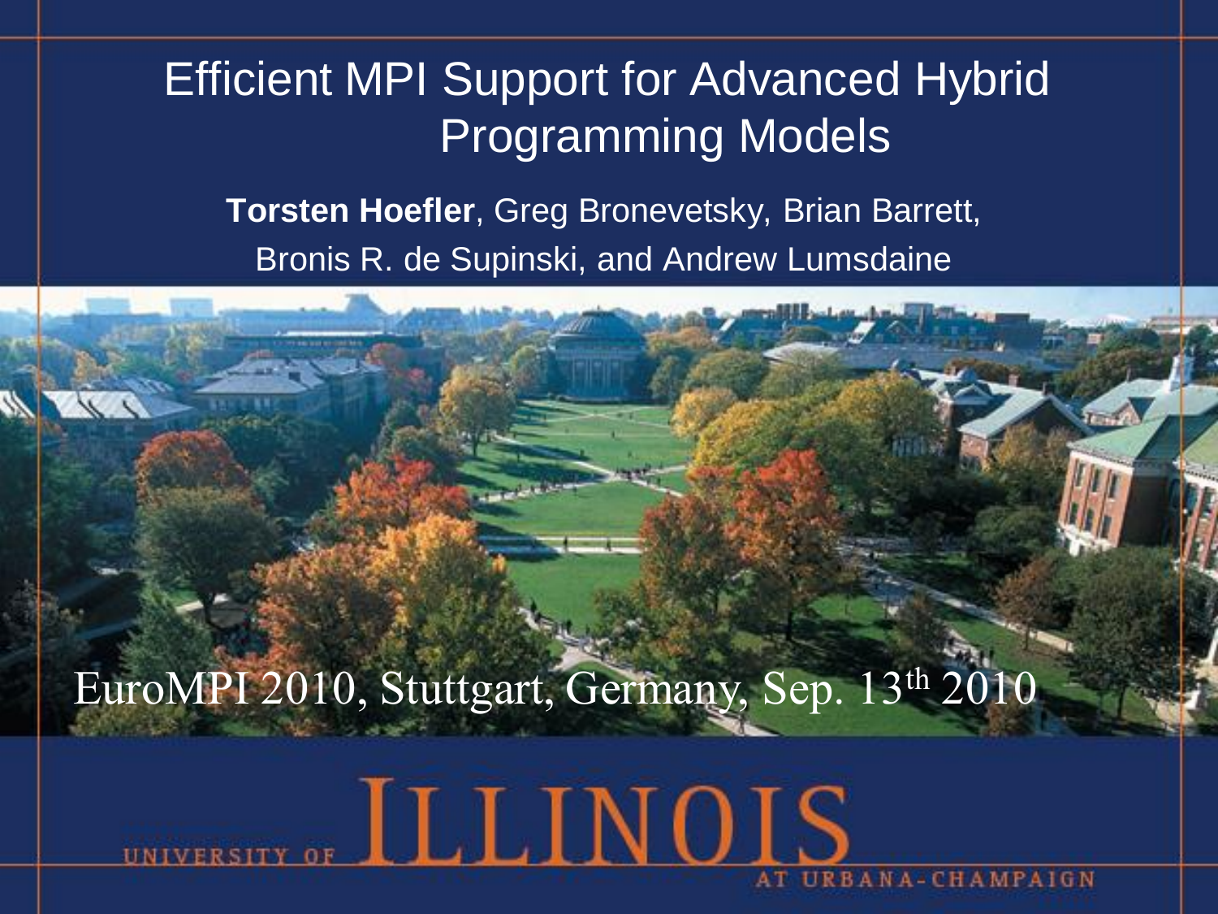# Efficient MPI Support for Advanced Hybrid Programming Models

**Torsten Hoefler**, Greg Bronevetsky, Brian Barrett, Bronis R. de Supinski, and Andrew Lumsdaine

EuroMPI 2010, Stuttgart, Germany, Sep. 13th 2010

UNIVERSITY OF ILLINOIS AT URBANA-CHAMPAIGN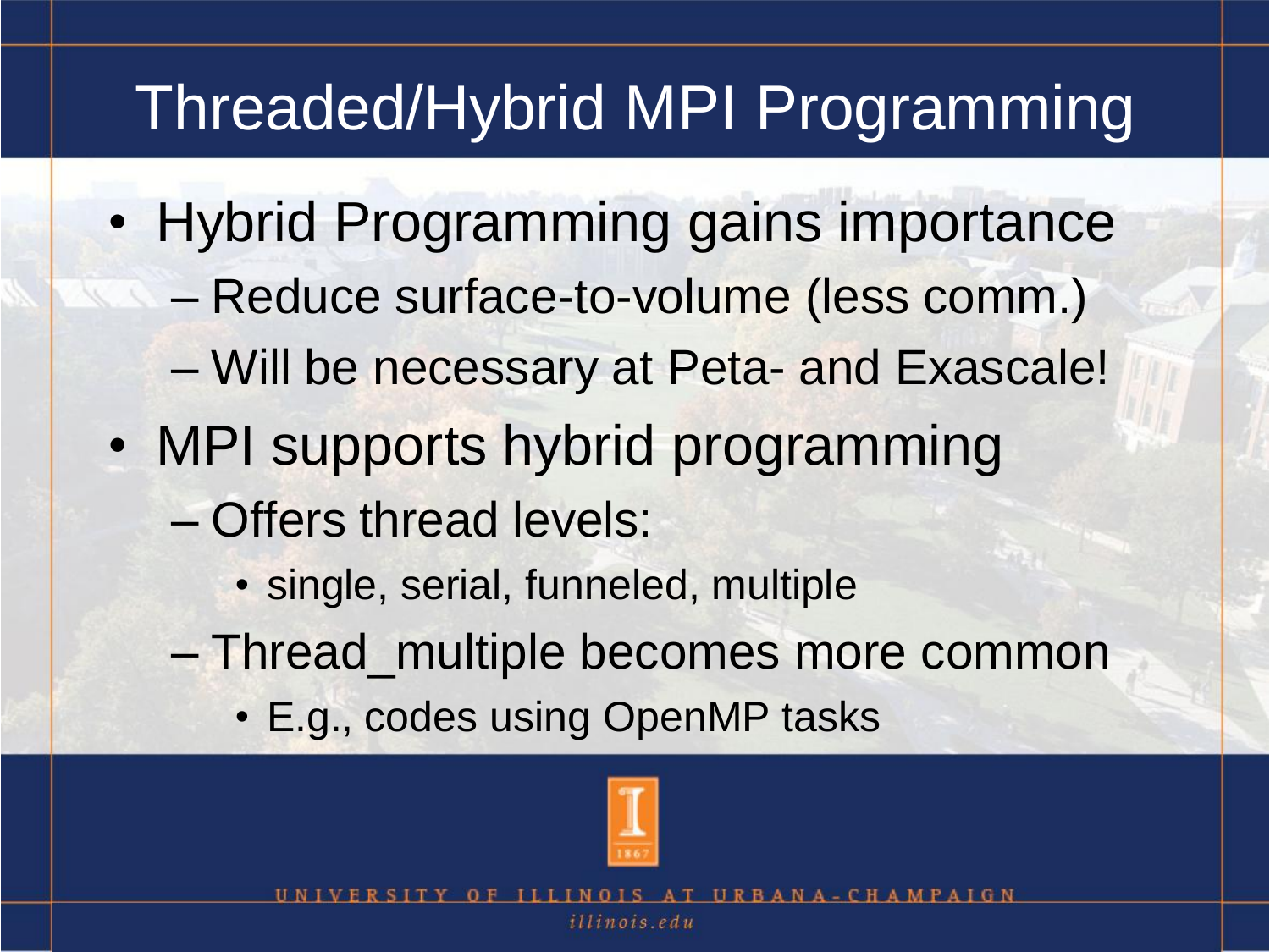# Threaded/Hybrid MPI Programming

- Hybrid Programming gains importance
  - Reduce surface-to-volume (less comm.)
  - Will be necessary at Peta- and Exascale!
- MPI supports hybrid programming
  - Offers thread levels:
    - single, serial, funneled, multiple
  - Thread_multiple becomes more common
    - E.g., codes using OpenMP tasks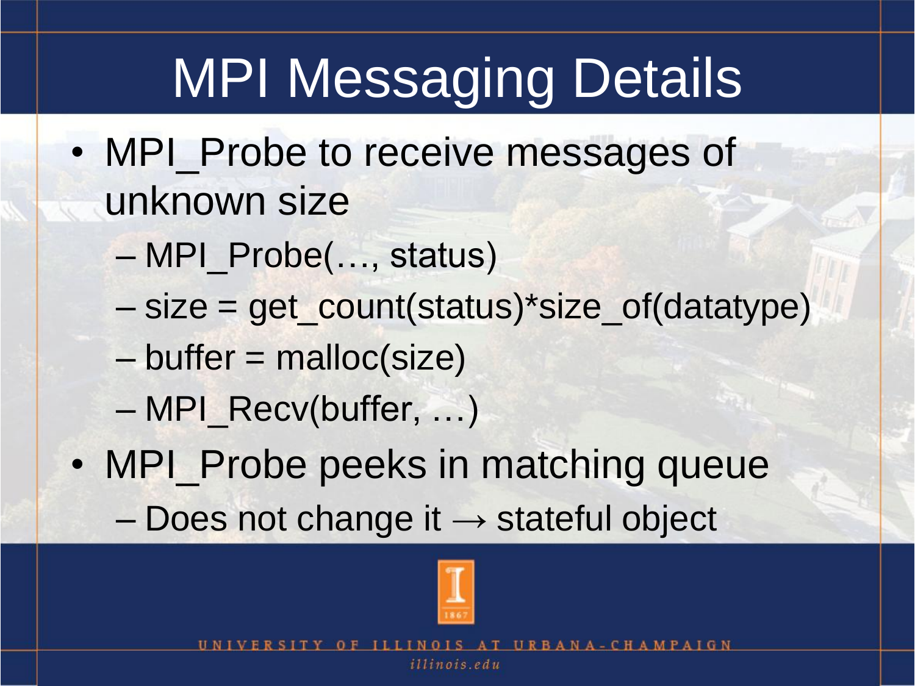# MPI Messaging Details

- MPI_Probe to receive messages of unknown size
  - MPI_Probe(…, status)
  - size = get_count(status)*size_of(datatype)
  - buffer = malloc(size)
  - MPI_Recv(buffer, …)
- MPI_Probe peeks in matching queue
  - Does not change it → stateful object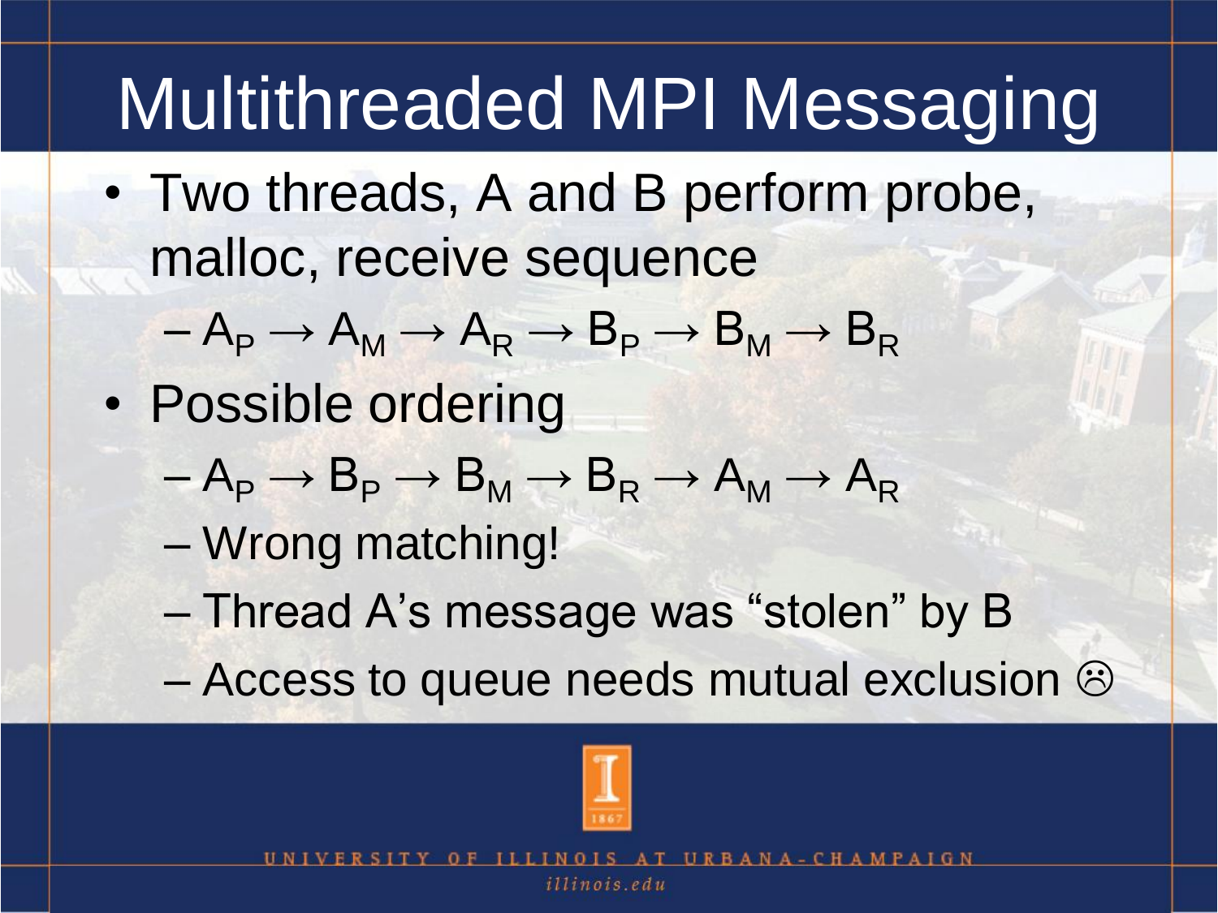# Multithreaded MPI Messaging

- Two threads, A and B perform probe, malloc, receive sequence
  - $A_P \rightarrow A_M \rightarrow A_R \rightarrow B_P \rightarrow B_M \rightarrow B_R$
- Possible ordering
  - $A_P \rightarrow B_P \rightarrow B_M \rightarrow B_R \rightarrow A_M \rightarrow A_R$
  - Wrong matching!
  - Thread A's message was "stolen" by B
  - Access to queue needs mutual exclusion ☹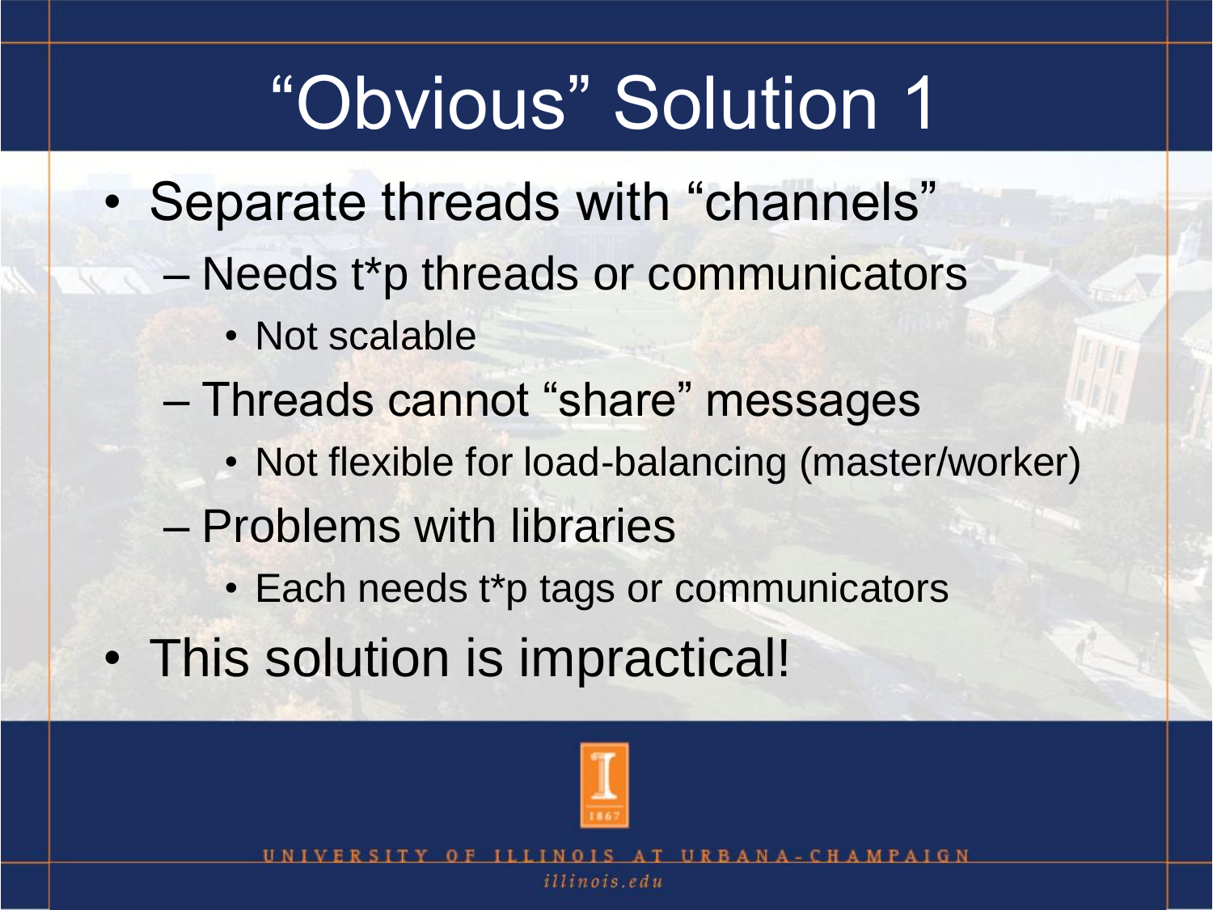# "Obvious" Solution 1

- Separate threads with "channels"
  - Needs t*p threads or communicators
    - Not scalable
  - Threads cannot "share" messages
    - Not flexible for load-balancing (master/worker)
  - Problems with libraries
    - Each needs t*p tags or communicators
- This solution is impractical!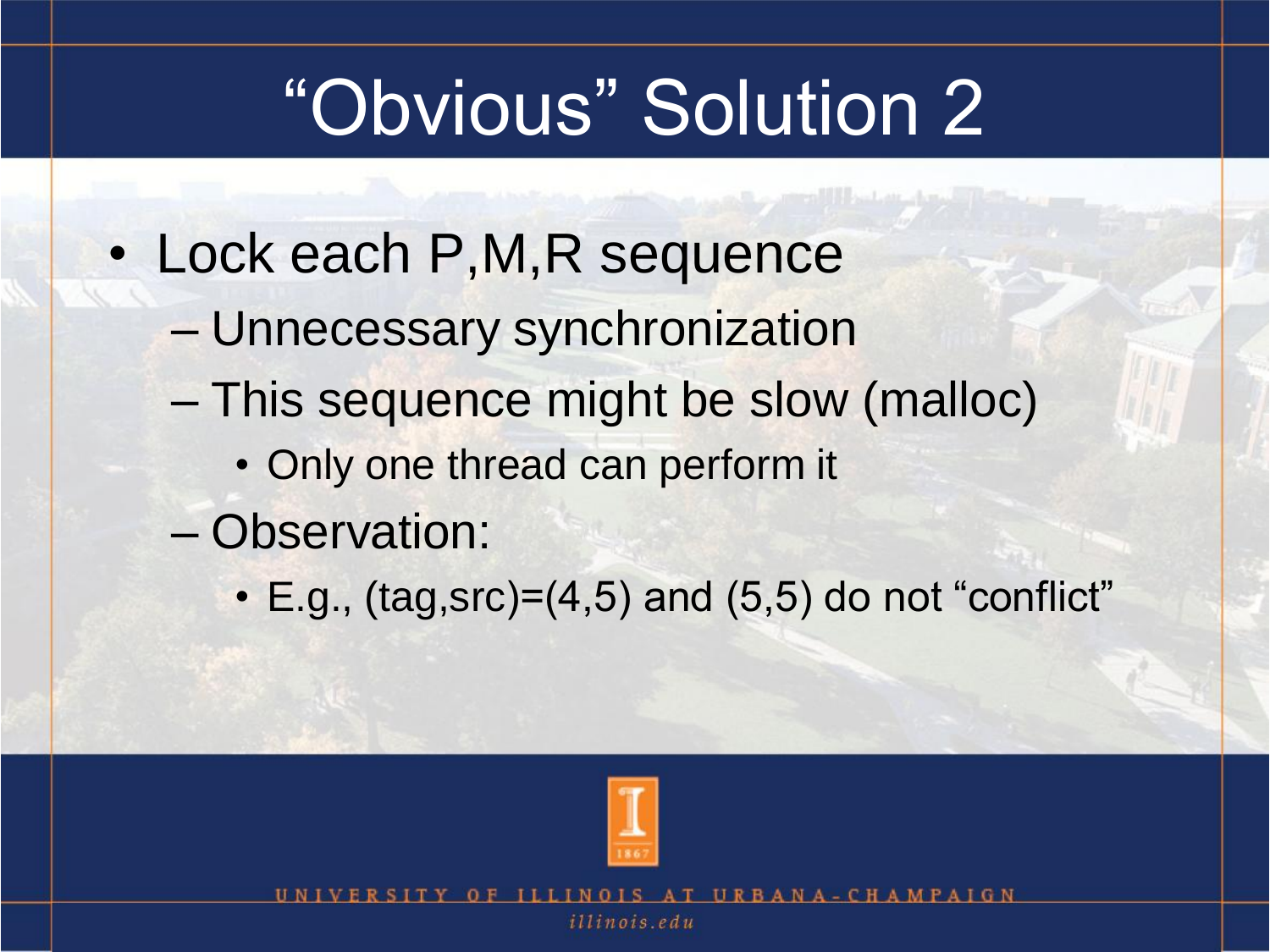# "Obvious" Solution 2

- Lock each P,M,R sequence
  - Unnecessary synchronization
  - This sequence might be slow (malloc)
    - Only one thread can perform it
  - Observation:
    - E.g., (tag,src)=(4,5) and (5,5) do not "conflict"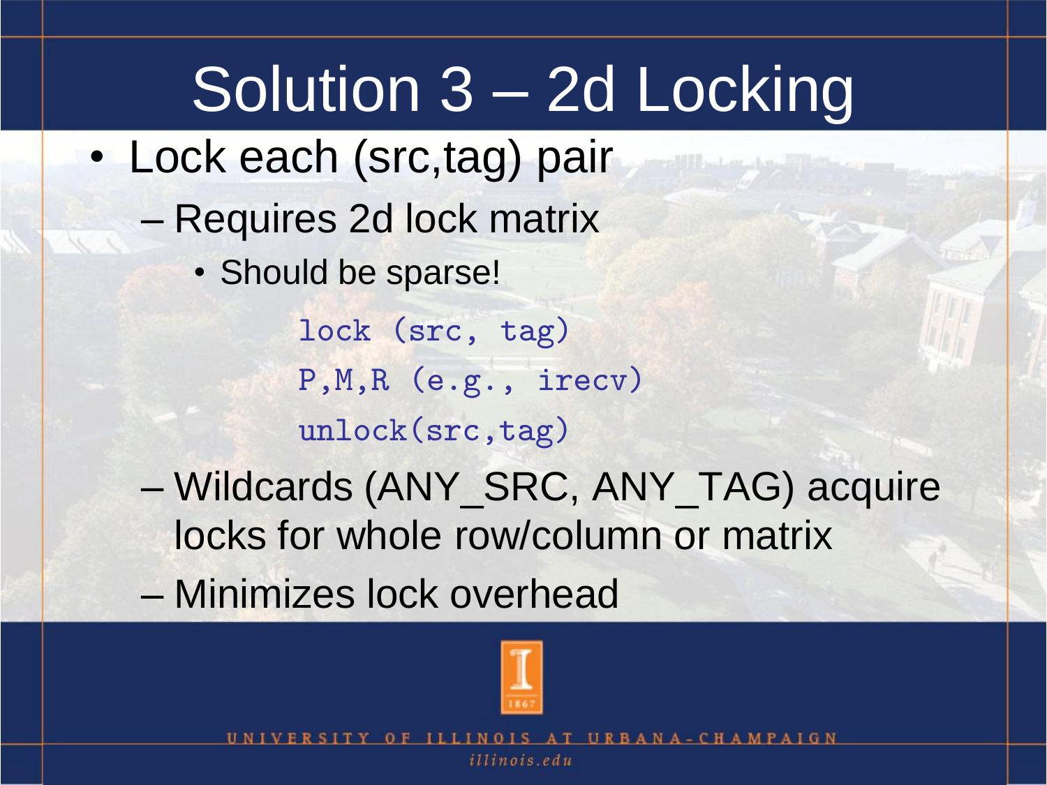# Solution 3 – 2d Locking

- Lock each (src,tag) pair
  - Requires 2d lock matrix
    - Should be sparse!

```
lock (src, tag)
P,M,R (e.g., irecv)
unlock(src,tag)
```

  - Wildcards (ANY_SRC, ANY_TAG) acquire locks for whole row/column or matrix
  - Minimizes lock overhead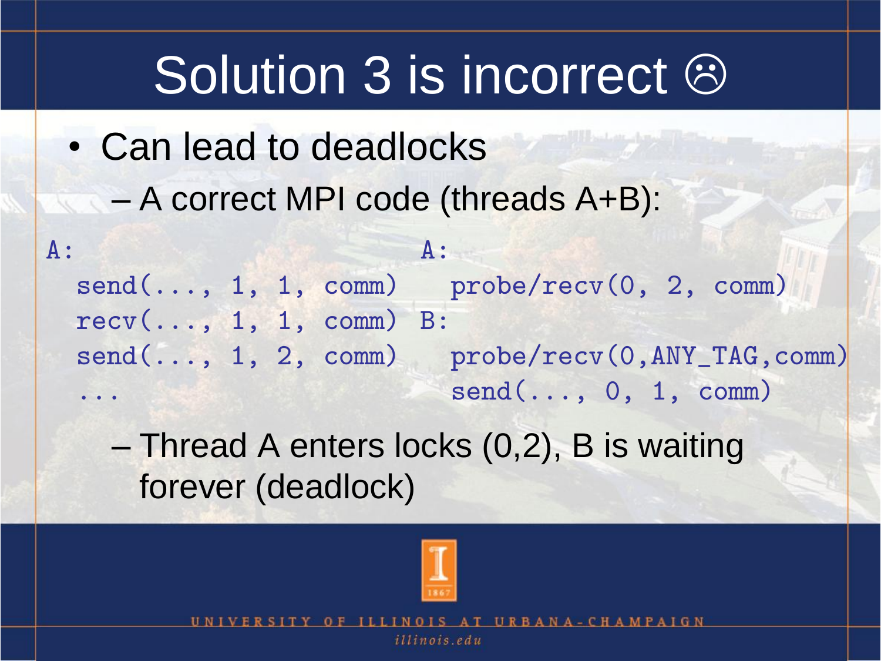# Solution 3 is incorrect ☹

- Can lead to deadlocks
  - A correct MPI code (threads A+B):

```
A:                             A:
  send(..., 1, 1, comm)          probe/recv(0, 2, comm)
  recv(..., 1, 1, comm)        B:
  send(..., 1, 2, comm)          probe/recv(0,ANY_TAG,comm)
  ...                            send(..., 0, 1, comm)
```

  - Thread A enters locks (0,2), B is waiting forever (deadlock)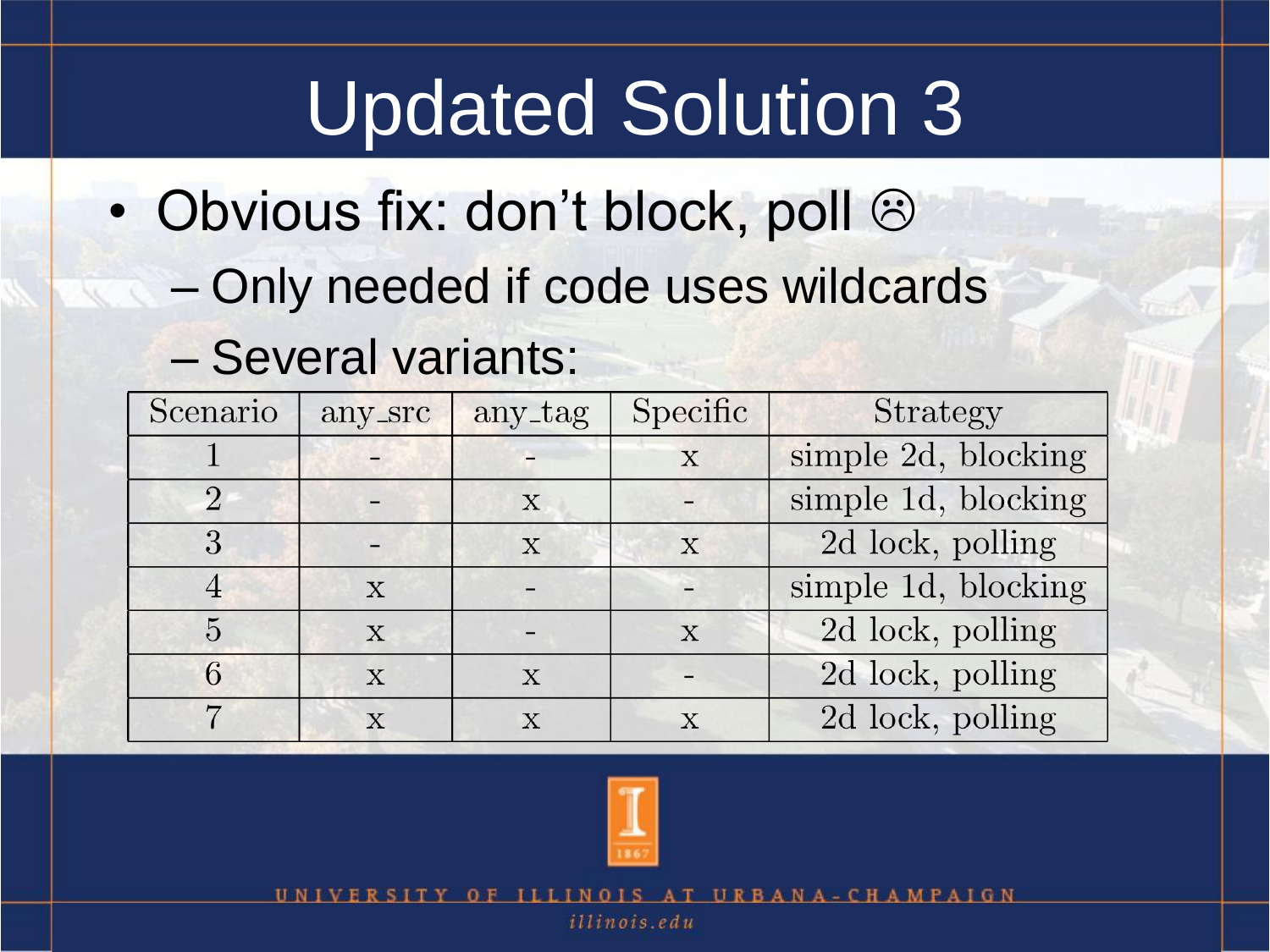# Updated Solution 3

- Obvious fix: don't block, poll ☹
  - Only needed if code uses wildcards
  - Several variants:

| Scenario | any_src | any_tag | Specific | Strategy |
|---|---|---|---|---|
| 1 | - | - | x | simple 2d, blocking |
| 2 | - | x | - | simple 1d, blocking |
| 3 | - | x | x | 2d lock, polling |
| 4 | x | - | - | simple 1d, blocking |
| 5 | x | - | x | 2d lock, polling |
| 6 | x | x | - | 2d lock, polling |
| 7 | x | x | x | 2d lock, polling |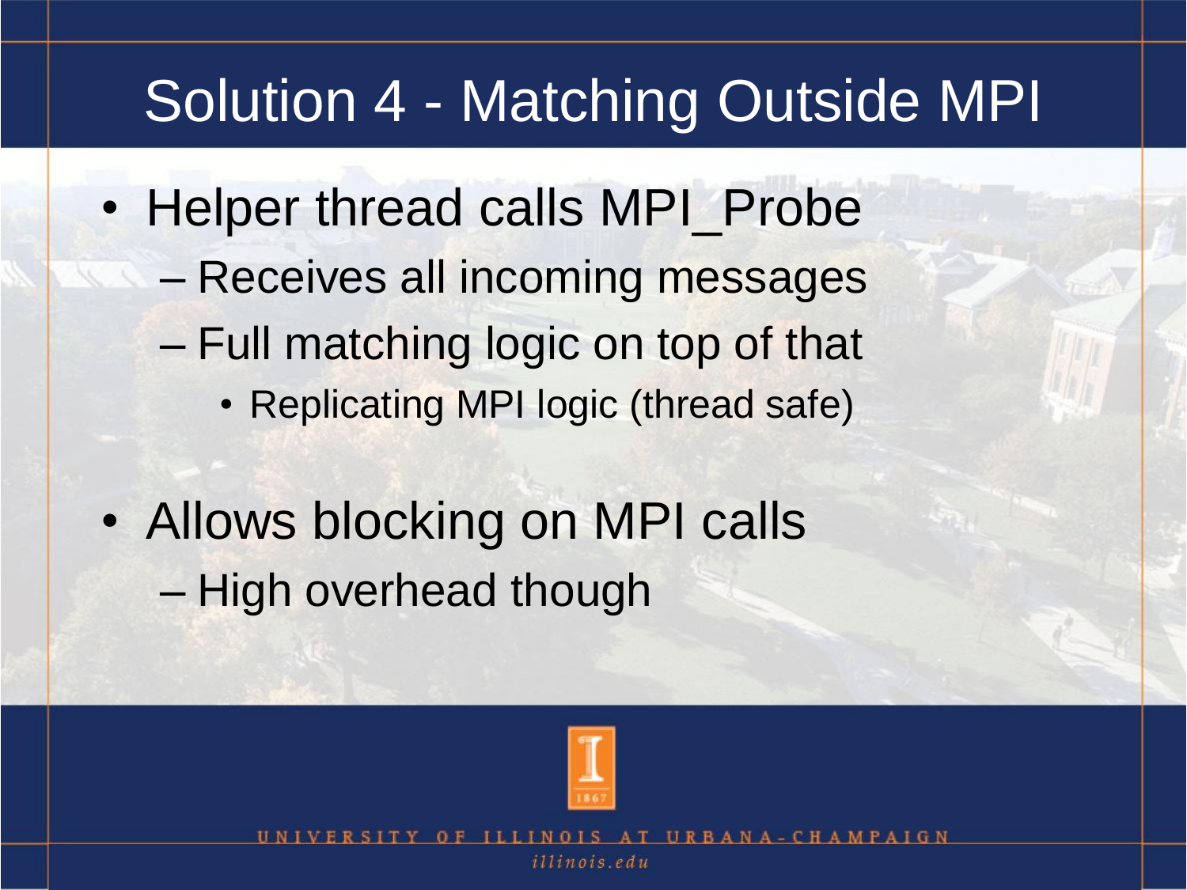# Solution 4 - Matching Outside MPI

- Helper thread calls MPI_Probe
  - Receives all incoming messages
  - Full matching logic on top of that
    - Replicating MPI logic (thread safe)
- Allows blocking on MPI calls
  - High overhead though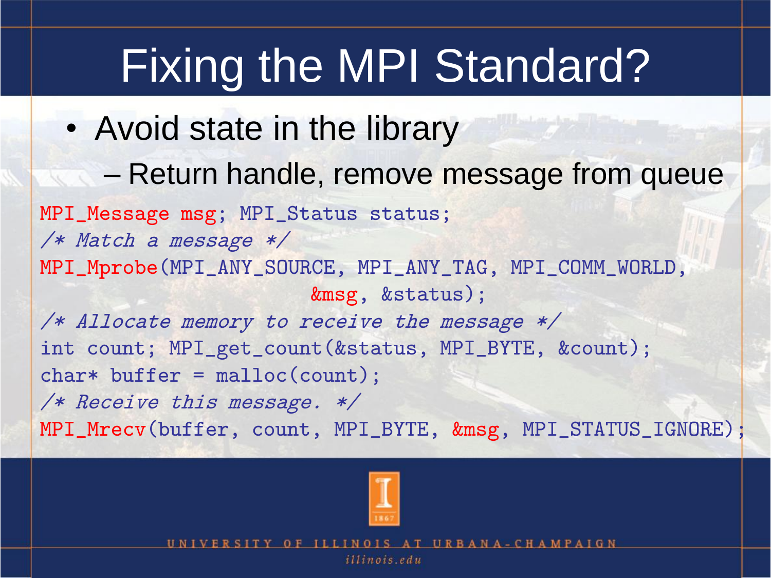# Fixing the MPI Standard?

- Avoid state in the library
  - Return handle, remove message from queue

```
MPI_Message msg; MPI_Status status;
/* Match a message */
MPI_Mprobe(MPI_ANY_SOURCE, MPI_ANY_TAG, MPI_COMM_WORLD,
                          &msg, &status);
/* Allocate memory to receive the message */
int count; MPI_get_count(&status, MPI_BYTE, &count);
char* buffer = malloc(count);
/* Receive this message. */
MPI_Mrecv(buffer, count, MPI_BYTE, &msg, MPI_STATUS_IGNORE);
```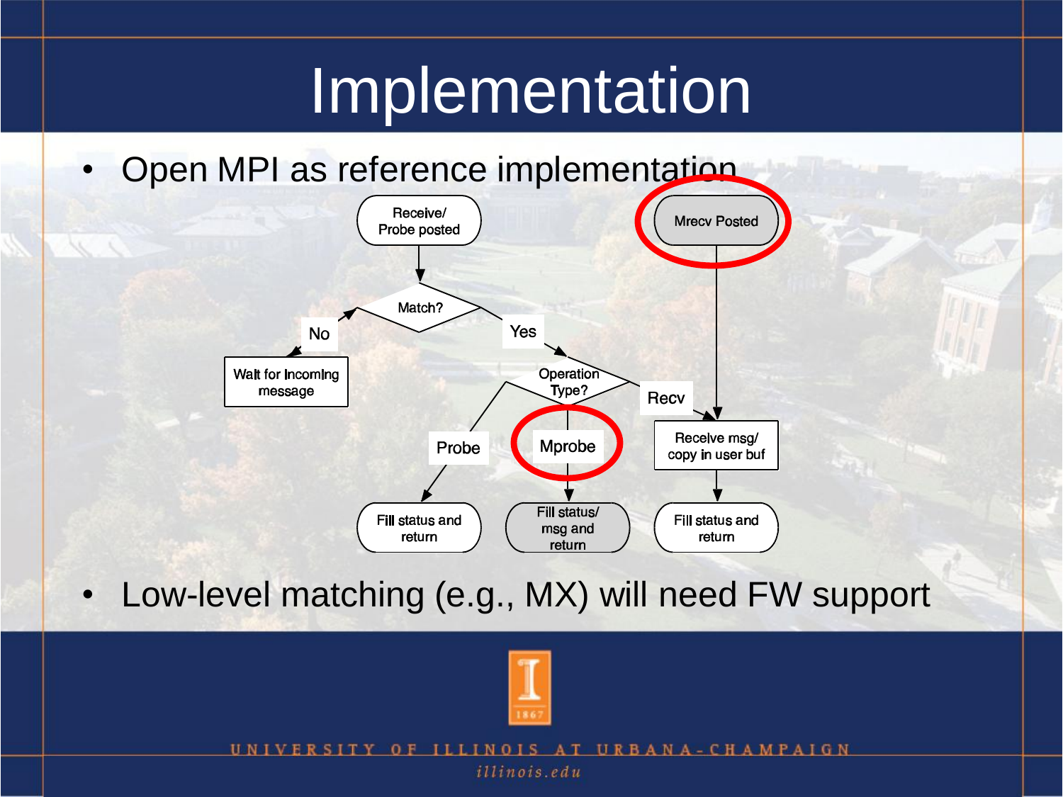# Implementation

- Open MPI as reference implementation

Receive/ Probe posted

Match?

No

Wait for Incoming message

Yes

Operation Type?

Probe

Mprobe

Recv

Mrecv Posted

Receive msg/ copy in user buf

Fill status and return

Fill status/ msg and return

Fill status and return

- Low-level matching (e.g., MX) will need FW support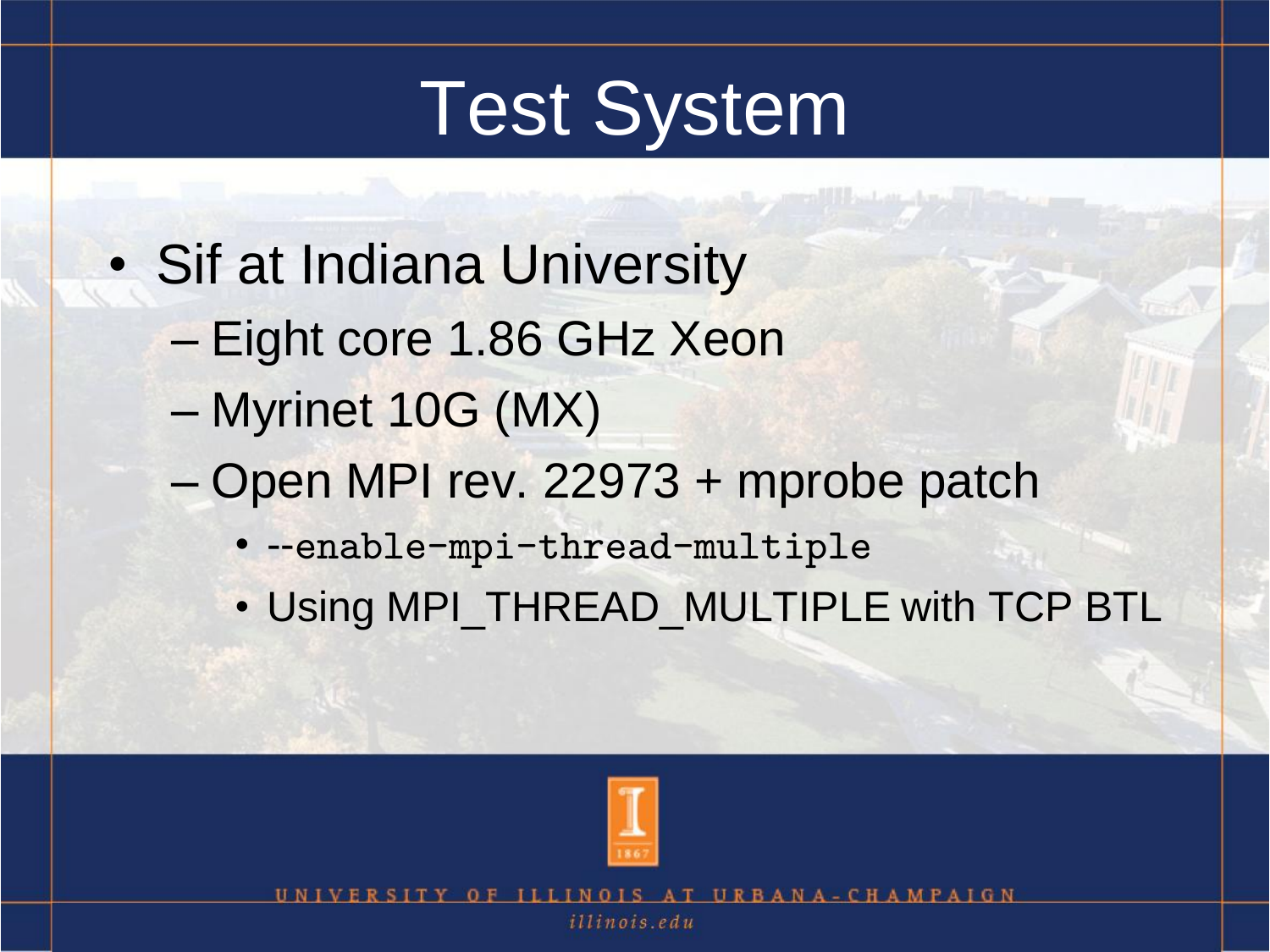# Test System

- Sif at Indiana University
  - Eight core 1.86 GHz Xeon
  - Myrinet 10G (MX)
  - Open MPI rev. 22973 + mprobe patch
    - `--enable-mpi-thread-multiple`
    - Using MPI_THREAD_MULTIPLE with TCP BTL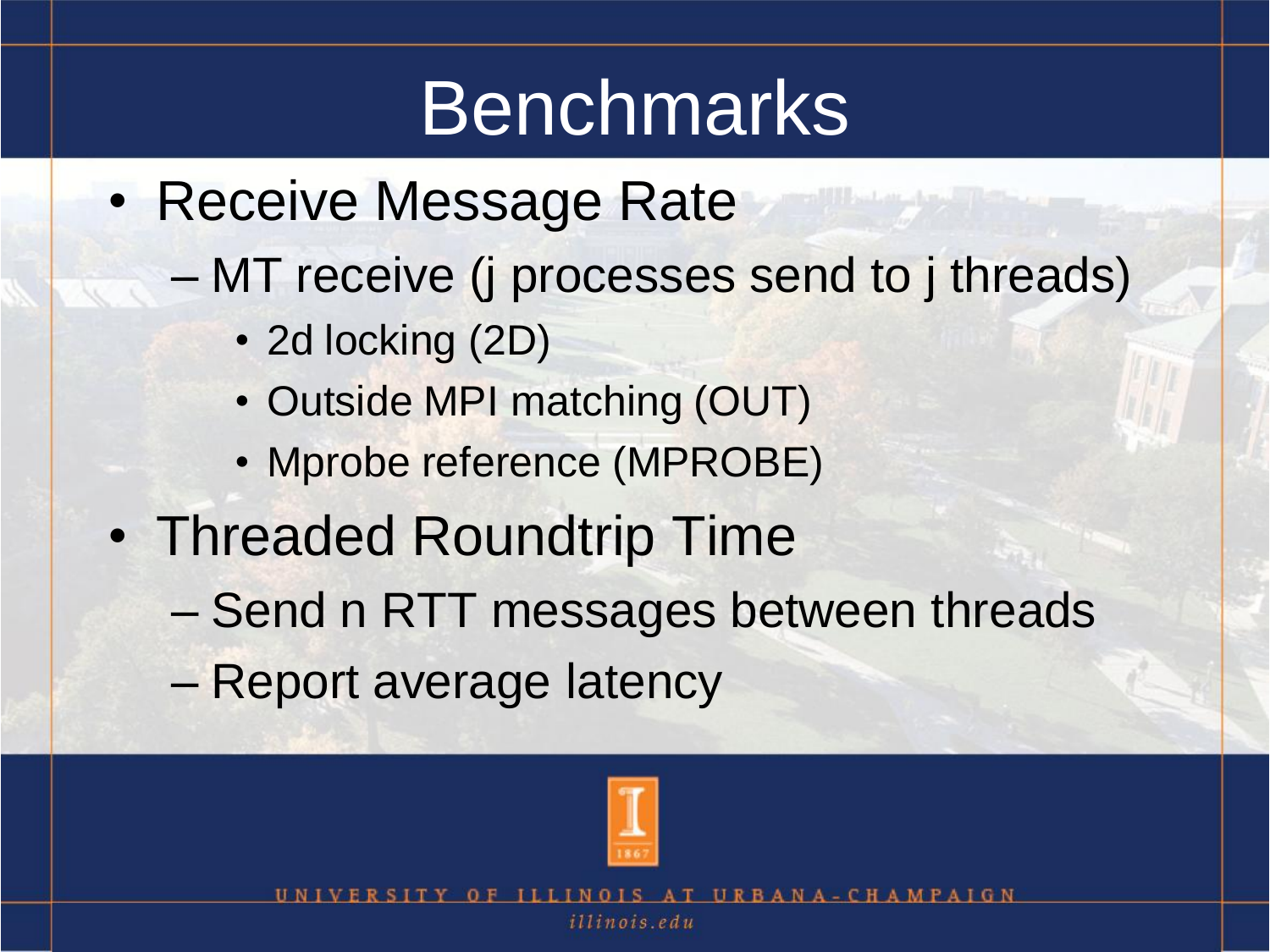# Benchmarks

- Receive Message Rate
  - MT receive (j processes send to j threads)
    - 2d locking (2D)
    - Outside MPI matching (OUT)
    - Mprobe reference (MPROBE)
- Threaded Roundtrip Time
  - Send n RTT messages between threads
  - Report average latency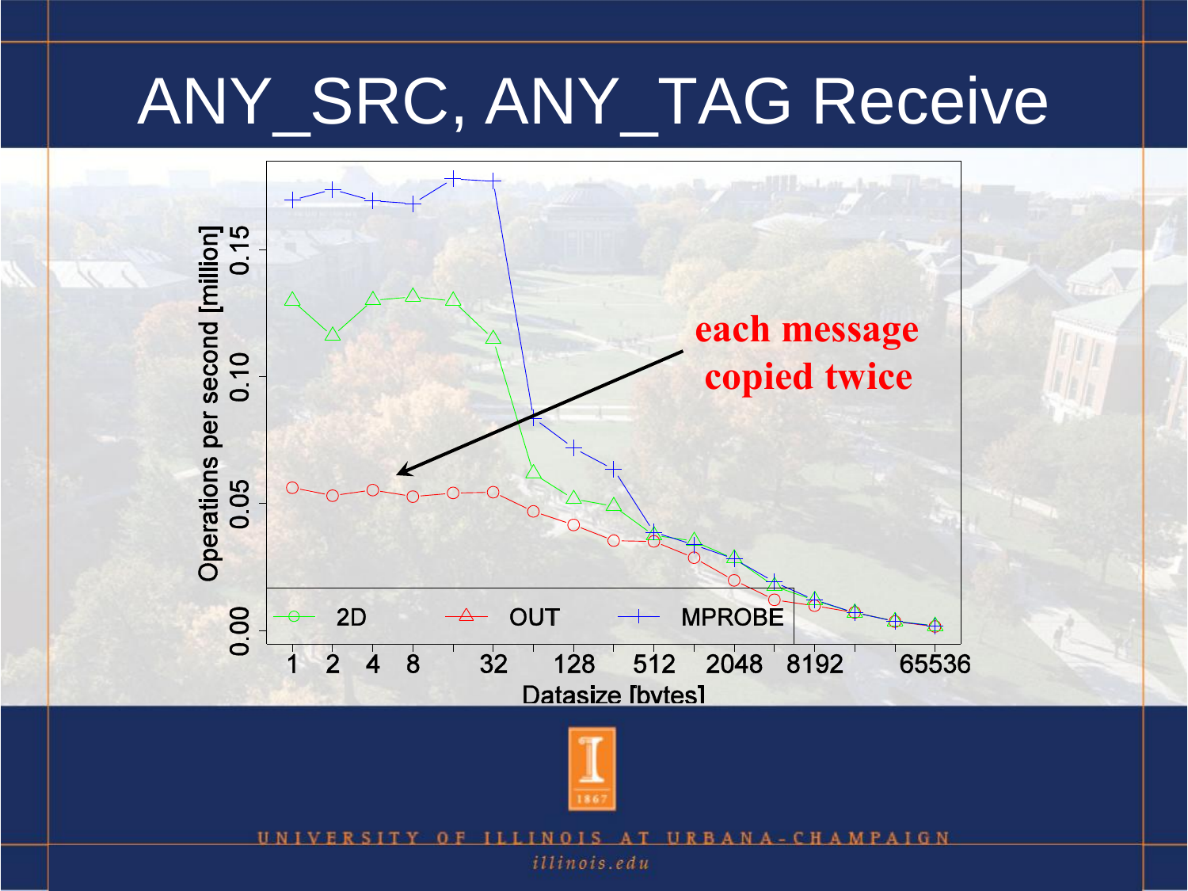# ANY_SRC, ANY_TAG Receive

each message copied twice

Operations per second [million]

0.00 0.05 0.10 0.15

2D OUT MPROBE

1 2 4 8 32 128 512 2048 8192 65536

Datasize [bytes]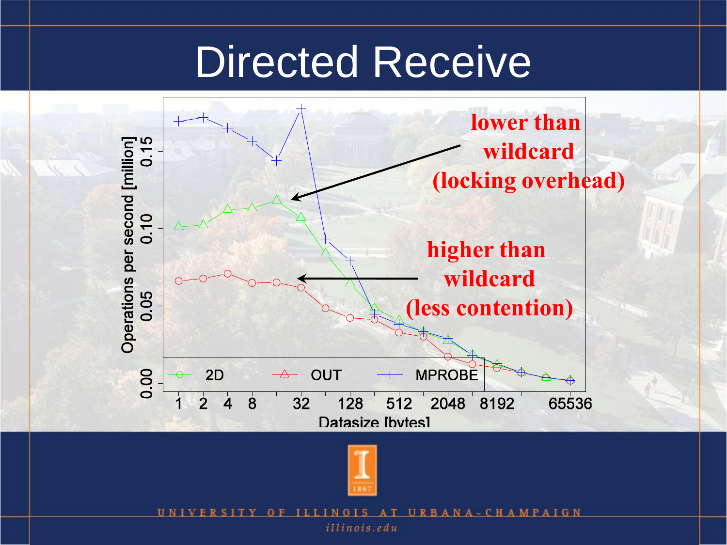# Directed Receive

lower than wildcard (locking overhead)

higher than wildcard (less contention)

Operations per second [million]

0.00 0.05 0.10 0.15

2D OUT MPROBE

1 2 4 8 32 128 512 2048 8192 65536

Datasize [bytes]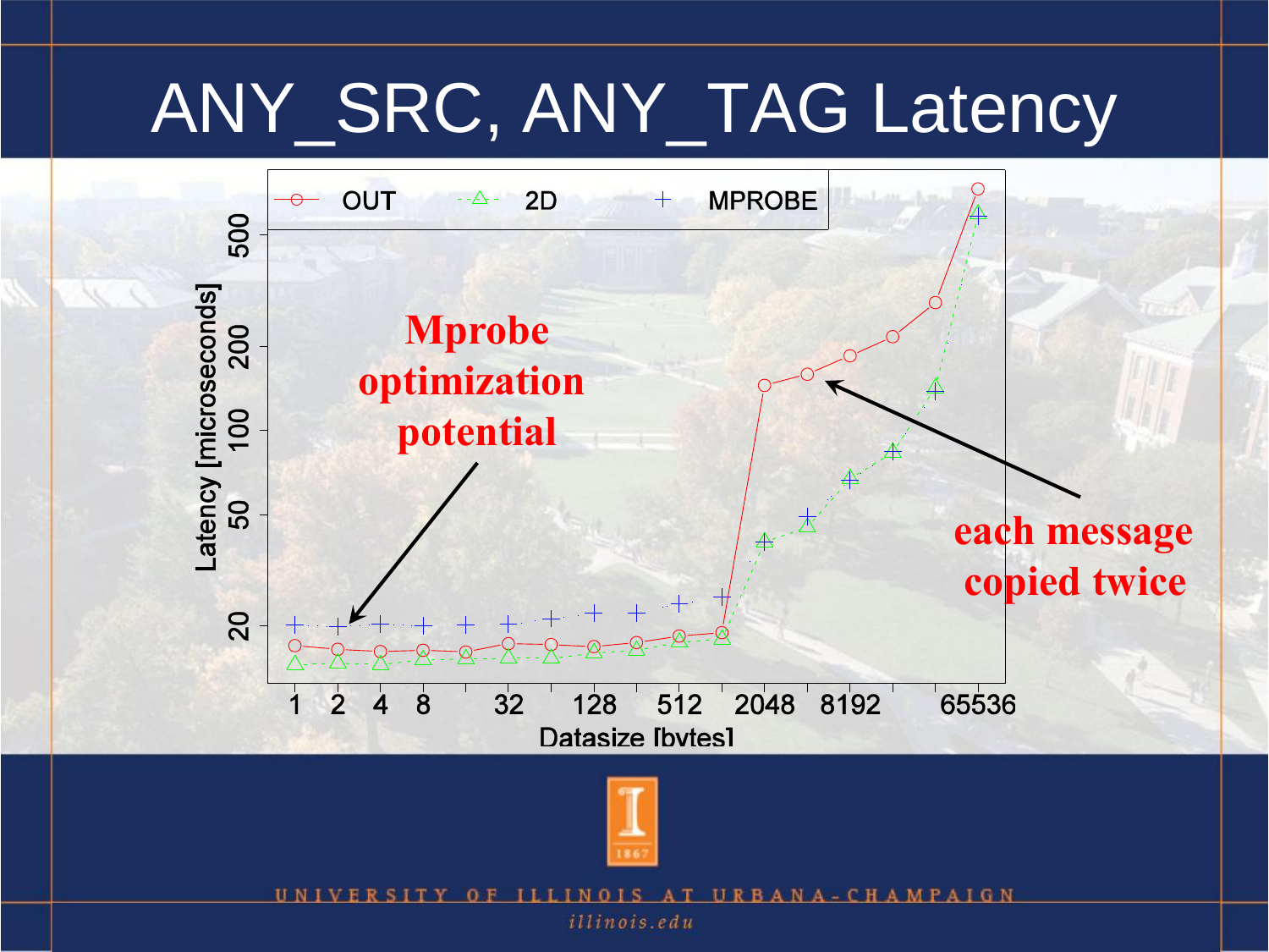# ANY_SRC, ANY_TAG Latency

Legend: OUT, 2D, MPROBE

Latency [microseconds]

Datasize [bytes]

Mprobe optimization potential

each message copied twice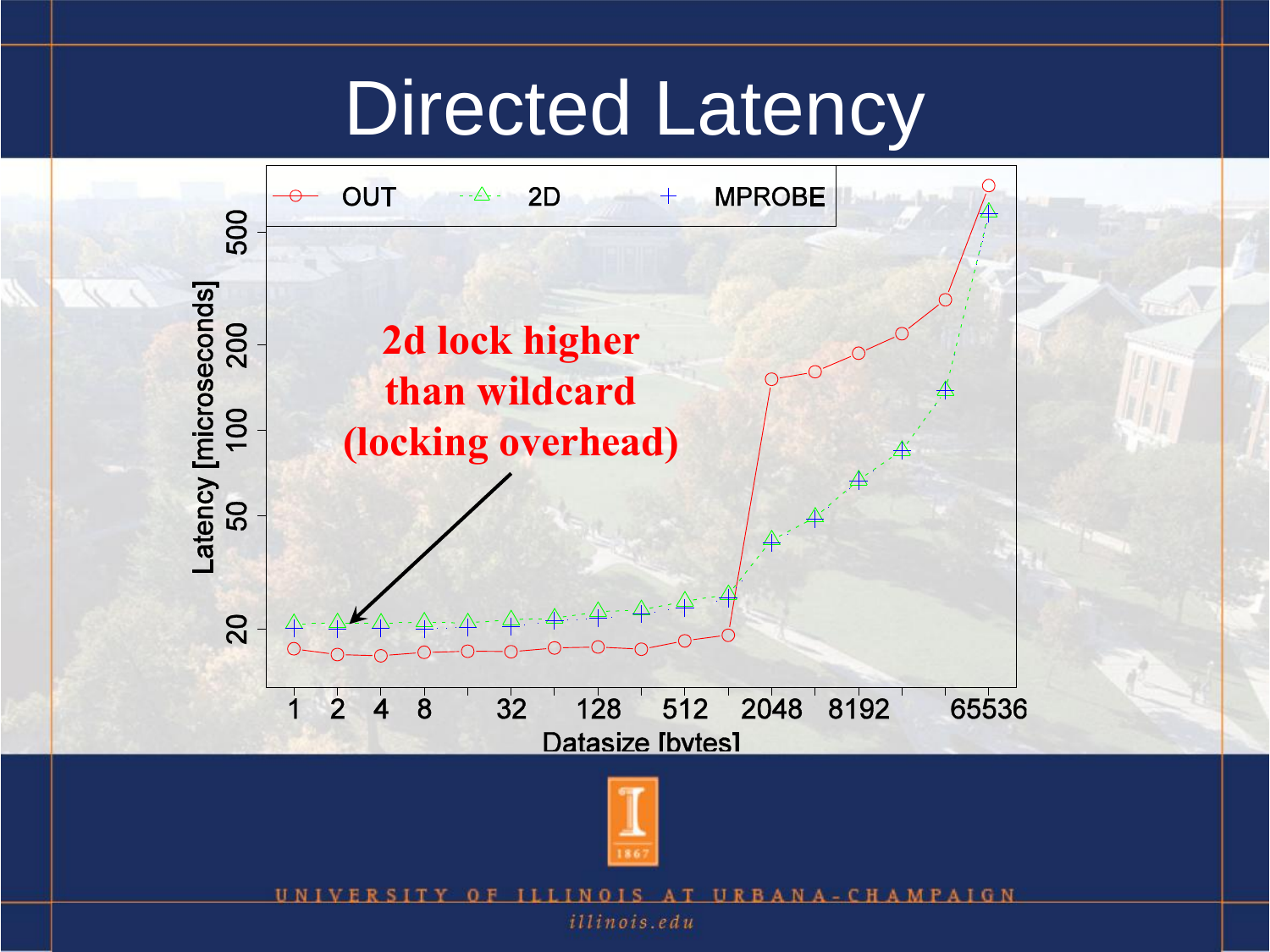# Directed Latency

- OUT
- 2D
- MPROBE

Latency [microseconds]

20, 50, 100, 200, 500

**2d lock higher than wildcard (locking overhead)**

1, 2, 4, 8, 32, 128, 512, 2048, 8192, 65536

Datasize [bytes]

UNIVERSITY OF ILLINOIS AT URBANA-CHAMPAIGN

*illinois.edu*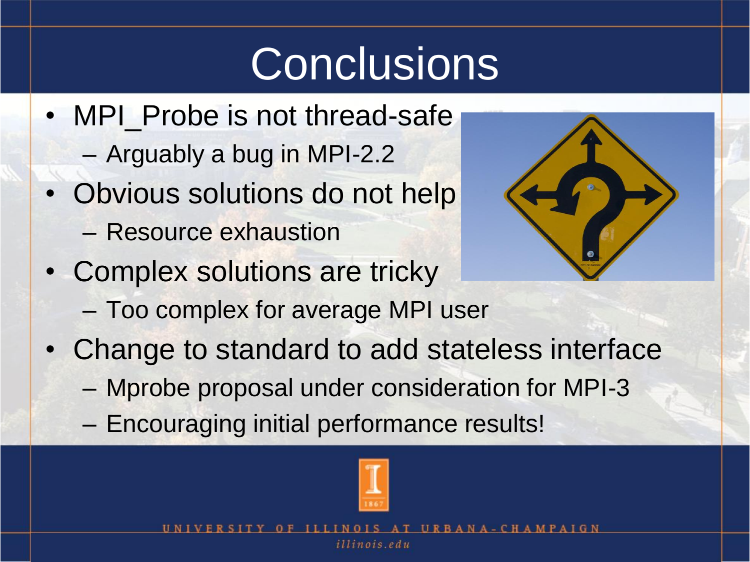# Conclusions

- MPI_Probe is not thread-safe
  - Arguably a bug in MPI-2.2
- Obvious solutions do not help
  - Resource exhaustion
- Complex solutions are tricky
  - Too complex for average MPI user
- Change to standard to add stateless interface
  - Mprobe proposal under consideration for MPI-3
  - Encouraging initial performance results!